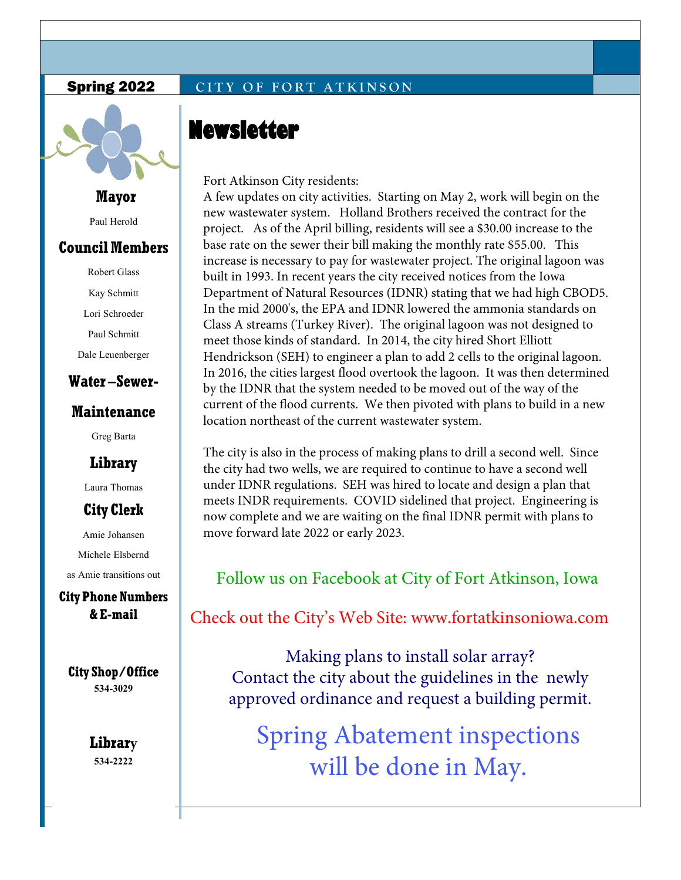Spring 2022

CITY OF FORT ATKINSON

# Newsletter

Fort Atkinson City residents:
A few updates on city activities. Starting on May 2, work will begin on the new wastewater system. Holland Brothers received the contract for the project. As of the April billing, residents will see a $30.00 increase to the base rate on the sewer their bill making the monthly rate $55.00. This increase is necessary to pay for wastewater project. The original lagoon was built in 1993. In recent years the city received notices from the Iowa Department of Natural Resources (IDNR) stating that we had high CBOD5. In the mid 2000's, the EPA and IDNR lowered the ammonia standards on Class A streams (Turkey River). The original lagoon was not designed to meet those kinds of standard. In 2014, the city hired Short Elliott Hendrickson (SEH) to engineer a plan to add 2 cells to the original lagoon. In 2016, the cities largest flood overtook the lagoon. It was then determined by the IDNR that the system needed to be moved out of the way of the current of the flood currents. We then pivoted with plans to build in a new location northeast of the current wastewater system.

The city is also in the process of making plans to drill a second well. Since the city had two wells, we are required to continue to have a second well under IDNR regulations. SEH was hired to locate and design a plan that meets INDR requirements. COVID sidelined that project. Engineering is now complete and we are waiting on the final IDNR permit with plans to move forward late 2022 or early 2023.

Follow us on Facebook at City of Fort Atkinson, Iowa

Check out the City's Web Site: www.fortatkinsoniowa.com

Making plans to install solar array?
Contact the city about the guidelines in the newly approved ordinance and request a building permit.

Spring Abatement inspections will be done in May.

## Mayor

Paul Herold

## Council Members

Robert Glass
Kay Schmitt
Lori Schroeder
Paul Schmitt
Dale Leuenberger

## Water –Sewer-Maintenance

Greg Barta

## Library

Laura Thomas

## City Clerk

Amie Johansen
Michele Elsbernd
as Amie transitions out

## City Phone Numbers & E-mail

**City Shop/Office**
534-3029

**Library**
534-2222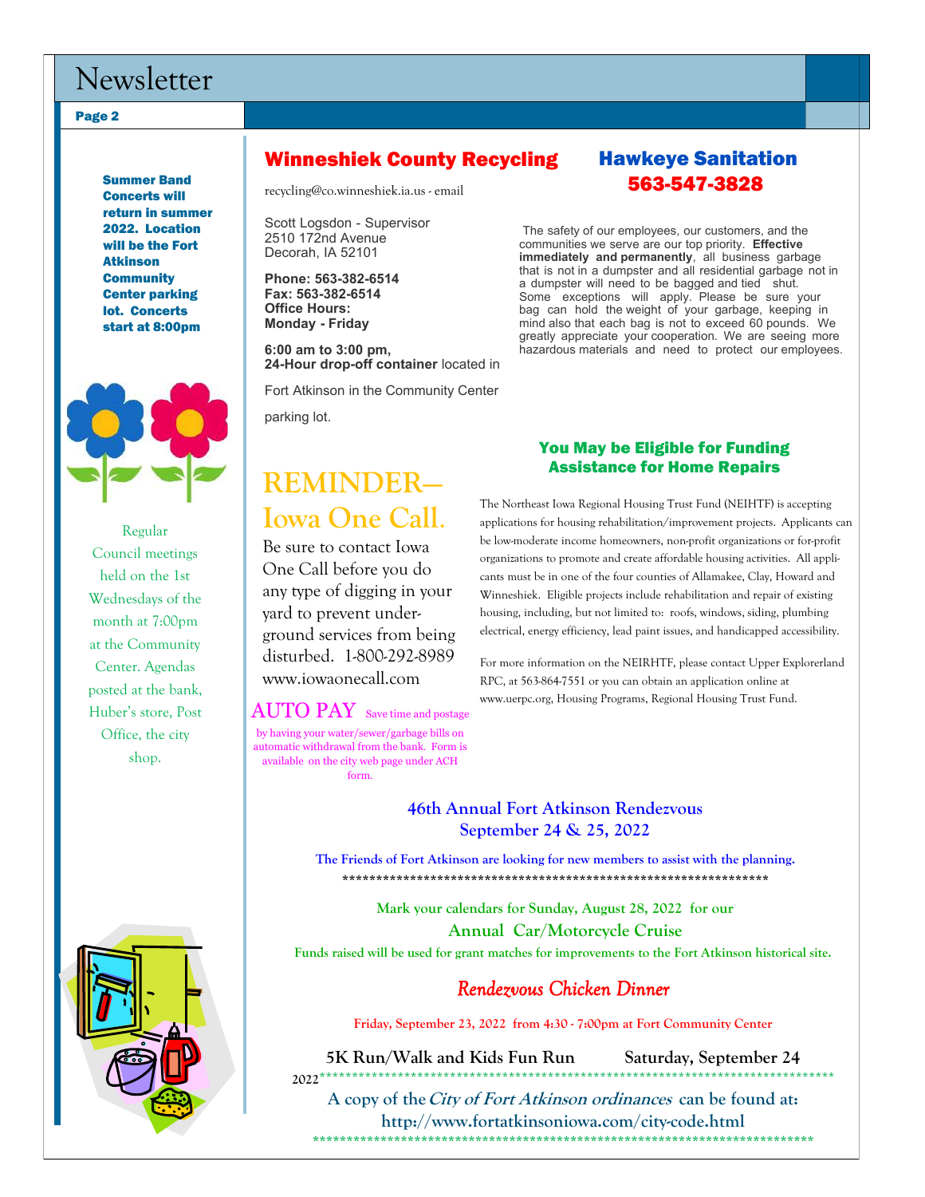**Summer Band Concerts will return in summer 2022. Location will be the Fort Atkinson Community Center parking lot. Concerts start at 8:00pm**

Regular Council meetings held on the 1st Wednesdays of the month at 7:00pm at the Community Center. Agendas posted at the bank, Huber's store, Post Office, the city shop.

## Winneshiek County Recycling

recycling@co.winneshiek.ia.us - email

Scott Logsdon - Supervisor
2510 172nd Avenue
Decorah, IA 52101

**Phone: 563-382-6514**
**Fax: 563-382-6514**
**Office Hours:**
**Monday - Friday**

**6:00 am to 3:00 pm,**
**24-Hour drop-off container** located in Fort Atkinson in the Community Center parking lot.

## Hawkeye Sanitation
## 563-547-3828

The safety of our employees, our customers, and the communities we serve are our top priority. **Effective immediately and permanently**, all business garbage that is not in a dumpster and all residential garbage not in a dumpster will need to be bagged and tied shut. Some exceptions will apply. Please be sure your bag can hold the weight of your garbage, keeping in mind also that each bag is not to exceed 60 pounds. We greatly appreciate your cooperation. We are seeing more hazardous materials and need to protect our employees.

## REMINDER— Iowa One Call.

Be sure to contact Iowa One Call before you do any type of digging in your yard to prevent underground services from being disturbed. 1-800-292-8989 www.iowaonecall.com

**AUTO PAY** Save time and postage by having your water/sewer/garbage bills on automatic withdrawal from the bank. Form is available on the city web page under ACH form.

### You May be Eligible for Funding Assistance for Home Repairs

The Northeast Iowa Regional Housing Trust Fund (NEIHTF) is accepting applications for housing rehabilitation/improvement projects. Applicants can be low-moderate income homeowners, non-profit organizations or for-profit organizations to promote and create affordable housing activities. All applicants must be in one of the four counties of Allamakee, Clay, Howard and Winneshiek. Eligible projects include rehabilitation and repair of existing housing, including, but not limited to: roofs, windows, siding, plumbing electrical, energy efficiency, lead paint issues, and handicapped accessibility.

For more information on the NEIRHTF, please contact Upper Explorerland RPC, at 563-864-7551 or you can obtain an application online at www.uerpc.org, Housing Programs, Regional Housing Trust Fund.

### 46th Annual Fort Atkinson Rendezvous
### September 24 & 25, 2022

**The Friends of Fort Atkinson are looking for new members to assist with the planning.**

*****************************************************************

**Mark your calendars for Sunday, August 28, 2022 for our**

### Annual Car/Motorcycle Cruise

**Funds raised will be used for grant matches for improvements to the Fort Atkinson historical site.**

### *Rendezvous Chicken Dinner*

**Friday, September 23, 2022 from 4:30 - 7:00pm at Fort Community Center**

**5K Run/Walk and Kids Fun Run Saturday, September 24 2022**

*****************************************************************

**A copy of the *City of Fort Atkinson ordinances* can be found at: http://www.fortatkinsoniowa.com/city-code.html**

*****************************************************************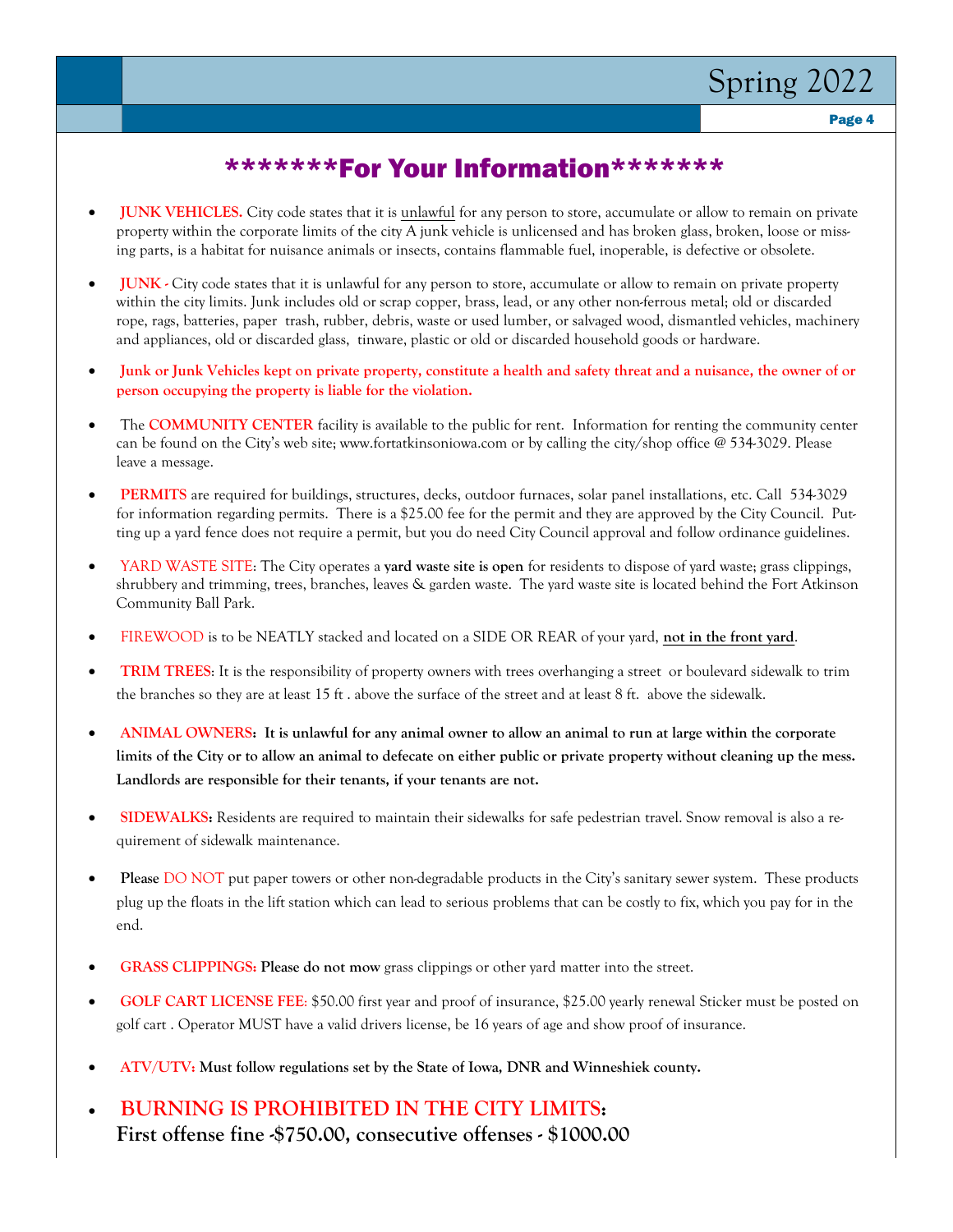# *******For Your Information*******

- **JUNK VEHICLES.** City code states that it is unlawful for any person to store, accumulate or allow to remain on private property within the corporate limits of the city A junk vehicle is unlicensed and has broken glass, broken, loose or missing parts, is a habitat for nuisance animals or insects, contains flammable fuel, inoperable, is defective or obsolete.

- **JUNK** - City code states that it is unlawful for any person to store, accumulate or allow to remain on private property within the city limits. Junk includes old or scrap copper, brass, lead, or any other non-ferrous metal; old or discarded rope, rags, batteries, paper trash, rubber, debris, waste or used lumber, or salvaged wood, dismantled vehicles, machinery and appliances, old or discarded glass, tinware, plastic or old or discarded household goods or hardware.

- **Junk or Junk Vehicles kept on private property, constitute a health and safety threat and a nuisance, the owner of or person occupying the property is liable for the violation.**

- The **COMMUNITY CENTER** facility is available to the public for rent. Information for renting the community center can be found on the City's web site; www.fortatkinsoniowa.com or by calling the city/shop office @ 534-3029. Please leave a message.

- **PERMITS** are required for buildings, structures, decks, outdoor furnaces, solar panel installations, etc. Call 534-3029 for information regarding permits. There is a $25.00 fee for the permit and they are approved by the City Council. Putting up a yard fence does not require a permit, but you do need City Council approval and follow ordinance guidelines.

- YARD WASTE SITE: The City operates a **yard waste site is open** for residents to dispose of yard waste; grass clippings, shrubbery and trimming, trees, branches, leaves & garden waste. The yard waste site is located behind the Fort Atkinson Community Ball Park.

- FIREWOOD is to be NEATLY stacked and located on a SIDE OR REAR of your yard, **not in the front yard**.

- **TRIM TREES**: It is the responsibility of property owners with trees overhanging a street or boulevard sidewalk to trim the branches so they are at least 15 ft . above the surface of the street and at least 8 ft. above the sidewalk.

- **ANIMAL OWNERS: It is unlawful for any animal owner to allow an animal to run at large within the corporate limits of the City or to allow an animal to defecate on either public or private property without cleaning up the mess. Landlords are responsible for their tenants, if your tenants are not.**

- **SIDEWALKS:** Residents are required to maintain their sidewalks for safe pedestrian travel. Snow removal is also a requirement of sidewalk maintenance.

- **Please** DO NOT put paper towers or other non-degradable products in the City's sanitary sewer system. These products plug up the floats in the lift station which can lead to serious problems that can be costly to fix, which you pay for in the end.

- **GRASS CLIPPINGS: Please do not mow** grass clippings or other yard matter into the street.

- **GOLF CART LICENSE FEE**: $50.00 first year and proof of insurance, $25.00 yearly renewal Sticker must be posted on golf cart . Operator MUST have a valid drivers license, be 16 years of age and show proof of insurance.

- **ATV/UTV: Must follow regulations set by the State of Iowa, DNR and Winneshiek county.**

- **BURNING IS PROHIBITED IN THE CITY LIMITS:**
  **First offense fine -$750.00, consecutive offenses - $1000.00**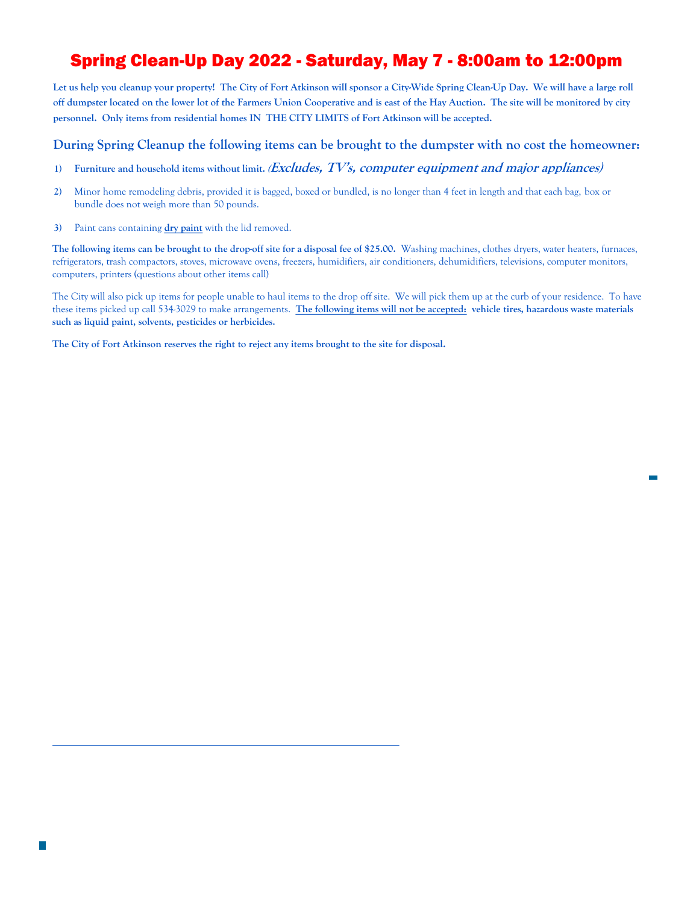# Spring Clean-Up Day 2022 - Saturday, May 7 - 8:00am to 12:00pm

**Let us help you cleanup your property! The City of Fort Atkinson will sponsor a City-Wide Spring Clean-Up Day. We will have a large roll off dumpster located on the lower lot of the Farmers Union Cooperative and is east of the Hay Auction. The site will be monitored by city personnel. Only items from residential homes IN THE CITY LIMITS of Fort Atkinson will be accepted.**

## During Spring Cleanup the following items can be brought to the dumpster with no cost the homeowner:

1) **Furniture and household items without limit.** ***(Excludes, TV's, computer equipment and major appliances)***

2) Minor home remodeling debris, provided it is bagged, boxed or bundled, is no longer than 4 feet in length and that each bag, box or bundle does not weigh more than 50 pounds.

3) Paint cans containing **dry paint** with the lid removed.

**The following items can be brought to the drop-off site for a disposal fee of $25.00.** Washing machines, clothes dryers, water heaters, furnaces, refrigerators, trash compactors, stoves, microwave ovens, freezers, humidifiers, air conditioners, dehumidifiers, televisions, computer monitors, computers, printers (questions about other items call)

The City will also pick up items for people unable to haul items to the drop off site. We will pick them up at the curb of your residence. To have these items picked up call 534-3029 to make arrangements. **The following items will not be accepted: vehicle tires, hazardous waste materials such as liquid paint, solvents, pesticides or herbicides.**

**The City of Fort Atkinson reserves the right to reject any items brought to the site for disposal.**